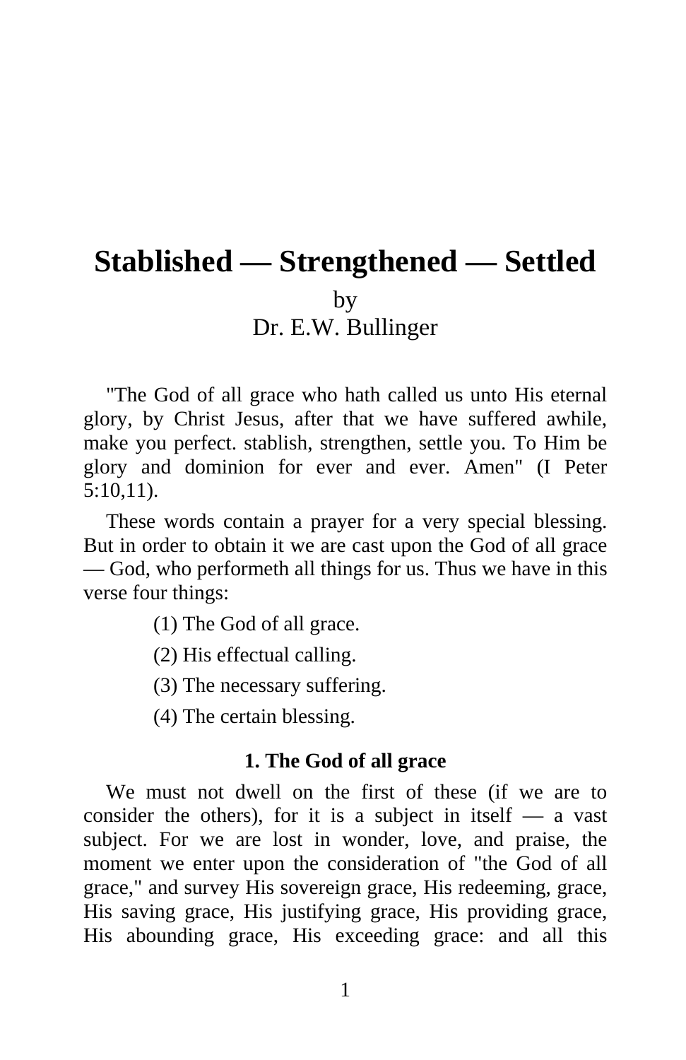# Stablished — Strengthened — Settled

by
Dr. E.W. Bullinger

"The God of all grace who hath called us unto His eternal glory, by Christ Jesus, after that we have suffered awhile, make you perfect. stablish, strengthen, settle you. To Him be glory and dominion for ever and ever. Amen" (I Peter 5:10,11).

These words contain a prayer for a very special blessing. But in order to obtain it we are cast upon the God of all grace — God, who performeth all things for us. Thus we have in this verse four things:

(1) The God of all grace.

(2) His effectual calling.

(3) The necessary suffering.

(4) The certain blessing.

### 1. The God of all grace

We must not dwell on the first of these (if we are to consider the others), for it is a subject in itself — a vast subject. For we are lost in wonder, love, and praise, the moment we enter upon the consideration of "the God of all grace," and survey His sovereign grace, His redeeming, grace, His saving grace, His justifying grace, His providing grace, His abounding grace, His exceeding grace: and all this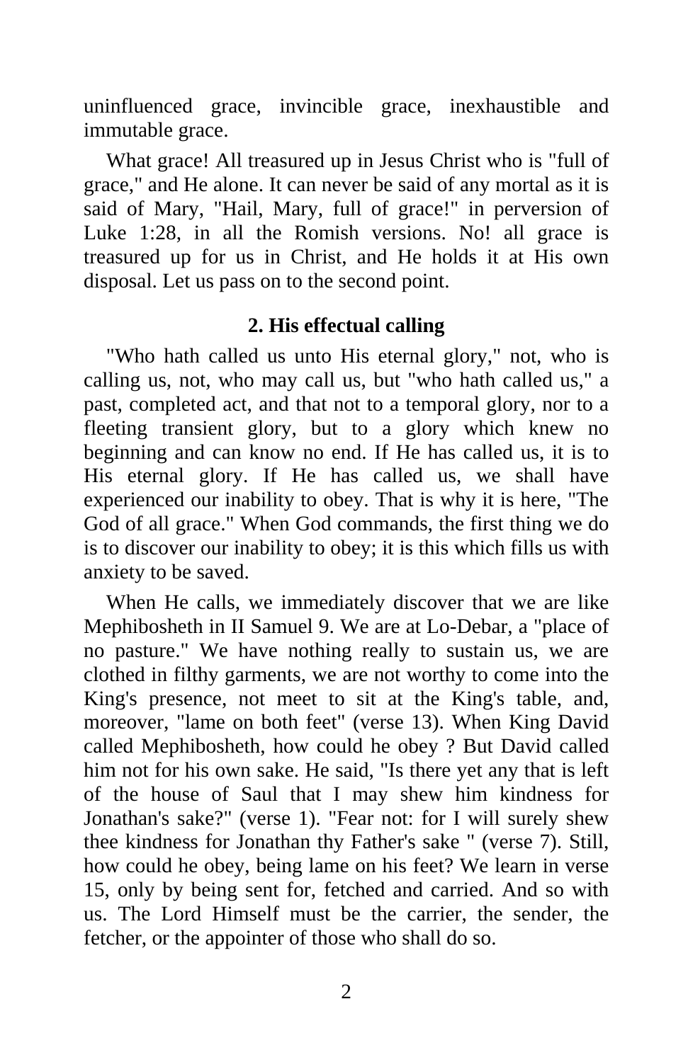uninfluenced grace, invincible grace, inexhaustible and immutable grace.

What grace! All treasured up in Jesus Christ who is "full of grace," and He alone. It can never be said of any mortal as it is said of Mary, "Hail, Mary, full of grace!" in perversion of Luke 1:28, in all the Romish versions. No! all grace is treasured up for us in Christ, and He holds it at His own disposal. Let us pass on to the second point.

### 2. His effectual calling

"Who hath called us unto His eternal glory," not, who is calling us, not, who may call us, but "who hath called us," a past, completed act, and that not to a temporal glory, nor to a fleeting transient glory, but to a glory which knew no beginning and can know no end. If He has called us, it is to His eternal glory. If He has called us, we shall have experienced our inability to obey. That is why it is here, "The God of all grace." When God commands, the first thing we do is to discover our inability to obey; it is this which fills us with anxiety to be saved.

When He calls, we immediately discover that we are like Mephibosheth in II Samuel 9. We are at Lo-Debar, a "place of no pasture." We have nothing really to sustain us, we are clothed in filthy garments, we are not worthy to come into the King's presence, not meet to sit at the King's table, and, moreover, "lame on both feet" (verse 13). When King David called Mephibosheth, how could he obey ? But David called him not for his own sake. He said, "Is there yet any that is left of the house of Saul that I may shew him kindness for Jonathan's sake?" (verse 1). "Fear not: for I will surely shew thee kindness for Jonathan thy Father's sake " (verse 7). Still, how could he obey, being lame on his feet? We learn in verse 15, only by being sent for, fetched and carried. And so with us. The Lord Himself must be the carrier, the sender, the fetcher, or the appointer of those who shall do so.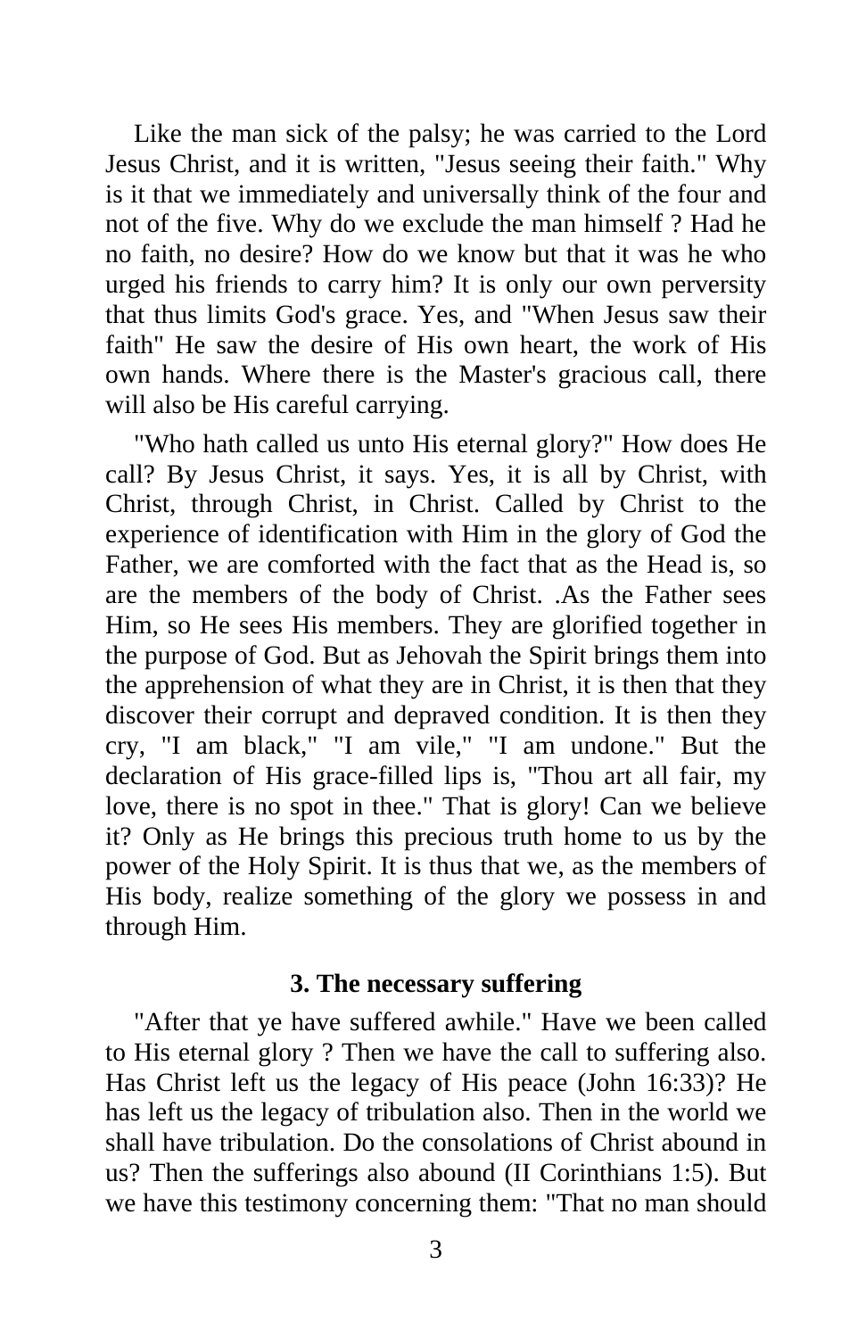Like the man sick of the palsy; he was carried to the Lord Jesus Christ, and it is written, "Jesus seeing their faith." Why is it that we immediately and universally think of the four and not of the five. Why do we exclude the man himself ? Had he no faith, no desire? How do we know but that it was he who urged his friends to carry him? It is only our own perversity that thus limits God's grace. Yes, and "When Jesus saw their faith" He saw the desire of His own heart, the work of His own hands. Where there is the Master's gracious call, there will also be His careful carrying.

"Who hath called us unto His eternal glory?" How does He call? By Jesus Christ, it says. Yes, it is all by Christ, with Christ, through Christ, in Christ. Called by Christ to the experience of identification with Him in the glory of God the Father, we are comforted with the fact that as the Head is, so are the members of the body of Christ. .As the Father sees Him, so He sees His members. They are glorified together in the purpose of God. But as Jehovah the Spirit brings them into the apprehension of what they are in Christ, it is then that they discover their corrupt and depraved condition. It is then they cry, "I am black," "I am vile," "I am undone." But the declaration of His grace-filled lips is, "Thou art all fair, my love, there is no spot in thee." That is glory! Can we believe it? Only as He brings this precious truth home to us by the power of the Holy Spirit. It is thus that we, as the members of His body, realize something of the glory we possess in and through Him.

### 3. The necessary suffering

"After that ye have suffered awhile." Have we been called to His eternal glory ? Then we have the call to suffering also. Has Christ left us the legacy of His peace (John 16:33)? He has left us the legacy of tribulation also. Then in the world we shall have tribulation. Do the consolations of Christ abound in us? Then the sufferings also abound (II Corinthians 1:5). But we have this testimony concerning them: "That no man should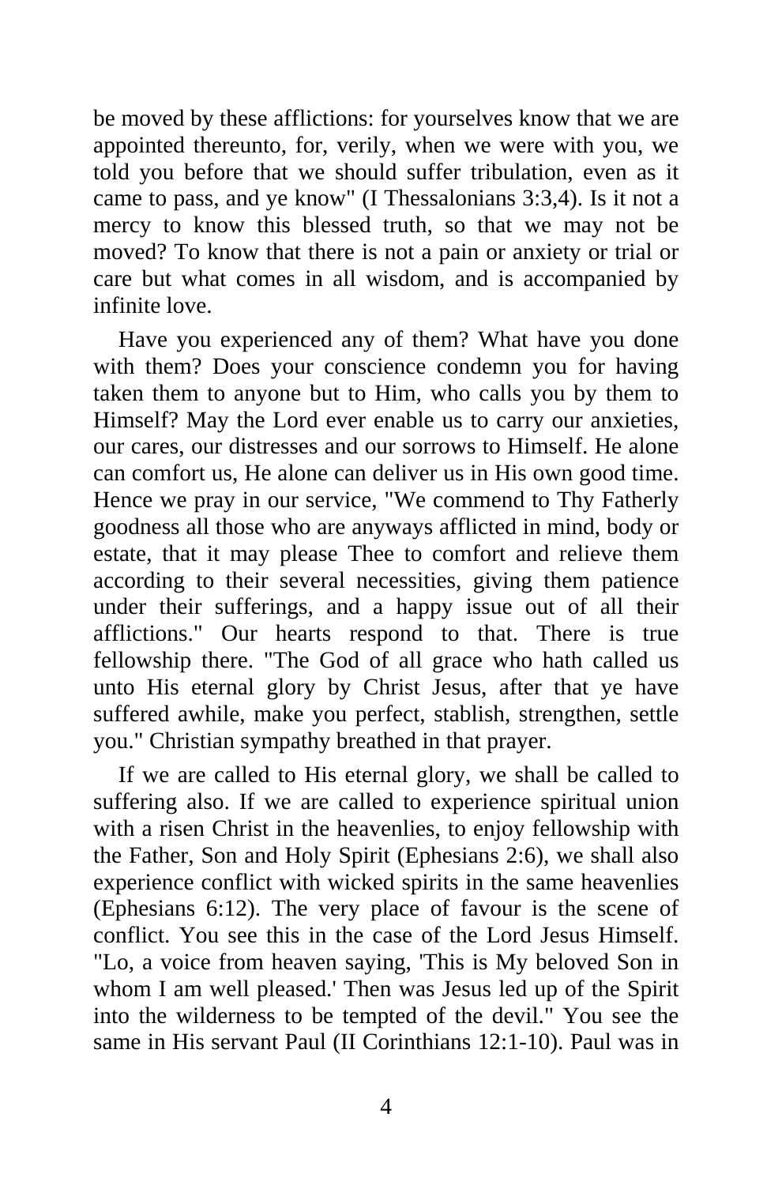be moved by these afflictions: for yourselves know that we are appointed thereunto, for, verily, when we were with you, we told you before that we should suffer tribulation, even as it came to pass, and ye know" (I Thessalonians 3:3,4). Is it not a mercy to know this blessed truth, so that we may not be moved? To know that there is not a pain or anxiety or trial or care but what comes in all wisdom, and is accompanied by infinite love.

Have you experienced any of them? What have you done with them? Does your conscience condemn you for having taken them to anyone but to Him, who calls you by them to Himself? May the Lord ever enable us to carry our anxieties, our cares, our distresses and our sorrows to Himself. He alone can comfort us, He alone can deliver us in His own good time. Hence we pray in our service, "We commend to Thy Fatherly goodness all those who are anyways afflicted in mind, body or estate, that it may please Thee to comfort and relieve them according to their several necessities, giving them patience under their sufferings, and a happy issue out of all their afflictions." Our hearts respond to that. There is true fellowship there. "The God of all grace who hath called us unto His eternal glory by Christ Jesus, after that ye have suffered awhile, make you perfect, stablish, strengthen, settle you." Christian sympathy breathed in that prayer.

If we are called to His eternal glory, we shall be called to suffering also. If we are called to experience spiritual union with a risen Christ in the heavenlies, to enjoy fellowship with the Father, Son and Holy Spirit (Ephesians 2:6), we shall also experience conflict with wicked spirits in the same heavenlies (Ephesians 6:12). The very place of favour is the scene of conflict. You see this in the case of the Lord Jesus Himself. "Lo, a voice from heaven saying, 'This is My beloved Son in whom I am well pleased.' Then was Jesus led up of the Spirit into the wilderness to be tempted of the devil." You see the same in His servant Paul (II Corinthians 12:1-10). Paul was in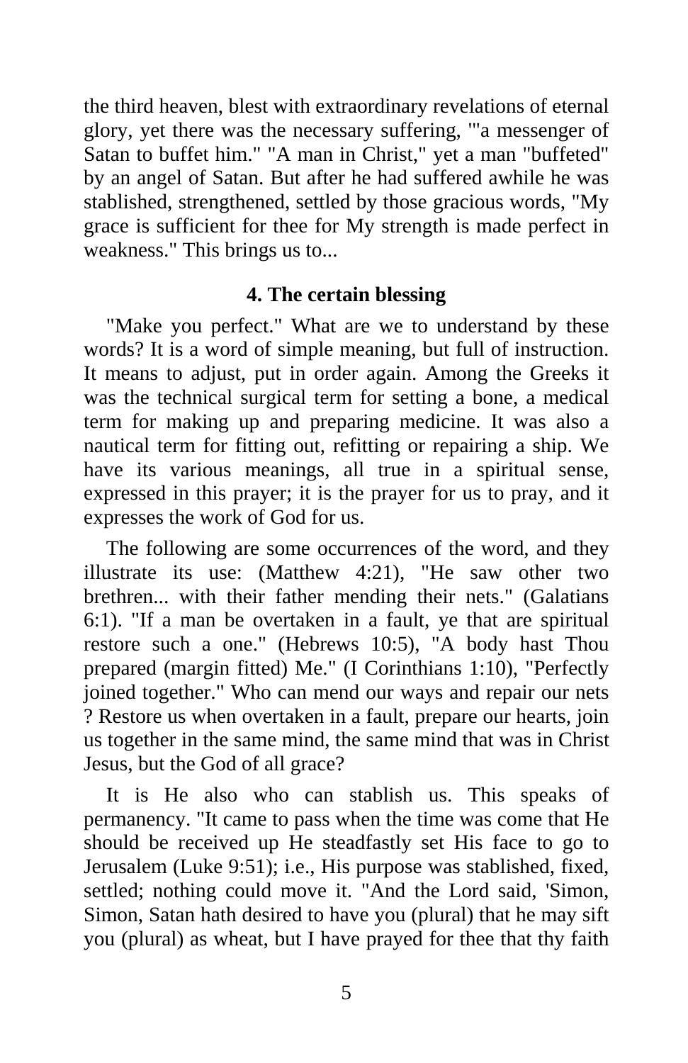the third heaven, blest with extraordinary revelations of eternal glory, yet there was the necessary suffering, '"a messenger of Satan to buffet him." "A man in Christ," yet a man "buffeted" by an angel of Satan. But after he had suffered awhile he was stablished, strengthened, settled by those gracious words, "My grace is sufficient for thee for My strength is made perfect in weakness." This brings us to...

### 4. The certain blessing

"Make you perfect." What are we to understand by these words? It is a word of simple meaning, but full of instruction. It means to adjust, put in order again. Among the Greeks it was the technical surgical term for setting a bone, a medical term for making up and preparing medicine. It was also a nautical term for fitting out, refitting or repairing a ship. We have its various meanings, all true in a spiritual sense, expressed in this prayer; it is the prayer for us to pray, and it expresses the work of God for us.

The following are some occurrences of the word, and they illustrate its use: (Matthew 4:21), "He saw other two brethren... with their father mending their nets." (Galatians 6:1). "If a man be overtaken in a fault, ye that are spiritual restore such a one." (Hebrews 10:5), "A body hast Thou prepared (margin fitted) Me." (I Corinthians 1:10), "Perfectly joined together." Who can mend our ways and repair our nets ? Restore us when overtaken in a fault, prepare our hearts, join us together in the same mind, the same mind that was in Christ Jesus, but the God of all grace?

It is He also who can stablish us. This speaks of permanency. "It came to pass when the time was come that He should be received up He steadfastly set His face to go to Jerusalem (Luke 9:51); i.e., His purpose was stablished, fixed, settled; nothing could move it. "And the Lord said, 'Simon, Simon, Satan hath desired to have you (plural) that he may sift you (plural) as wheat, but I have prayed for thee that thy faith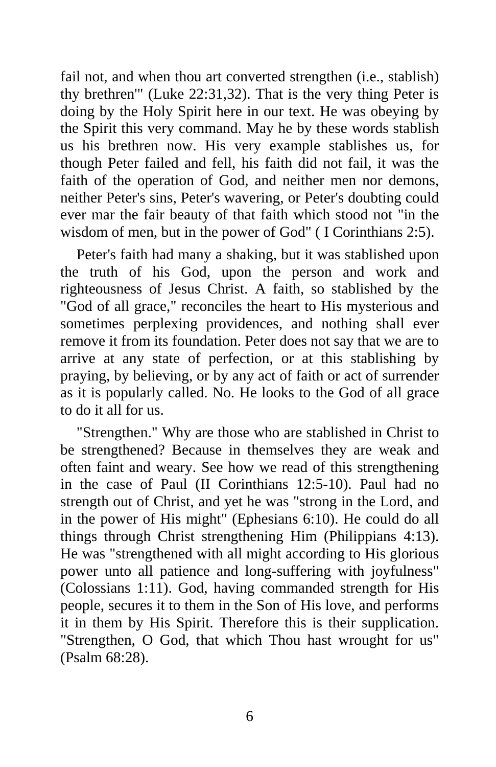fail not, and when thou art converted strengthen (i.e., stablish) thy brethren'" (Luke 22:31,32). That is the very thing Peter is doing by the Holy Spirit here in our text. He was obeying by the Spirit this very command. May he by these words stablish us his brethren now. His very example stablishes us, for though Peter failed and fell, his faith did not fail, it was the faith of the operation of God, and neither men nor demons, neither Peter's sins, Peter's wavering, or Peter's doubting could ever mar the fair beauty of that faith which stood not "in the wisdom of men, but in the power of God" ( I Corinthians 2:5).

Peter's faith had many a shaking, but it was stablished upon the truth of his God, upon the person and work and righteousness of Jesus Christ. A faith, so stablished by the "God of all grace," reconciles the heart to His mysterious and sometimes perplexing providences, and nothing shall ever remove it from its foundation. Peter does not say that we are to arrive at any state of perfection, or at this stablishing by praying, by believing, or by any act of faith or act of surrender as it is popularly called. No. He looks to the God of all grace to do it all for us.

"Strengthen." Why are those who are stablished in Christ to be strengthened? Because in themselves they are weak and often faint and weary. See how we read of this strengthening in the case of Paul (II Corinthians 12:5-10). Paul had no strength out of Christ, and yet he was "strong in the Lord, and in the power of His might" (Ephesians 6:10). He could do all things through Christ strengthening Him (Philippians 4:13). He was "strengthened with all might according to His glorious power unto all patience and long-suffering with joyfulness" (Colossians 1:11). God, having commanded strength for His people, secures it to them in the Son of His love, and performs it in them by His Spirit. Therefore this is their supplication. "Strengthen, O God, that which Thou hast wrought for us" (Psalm 68:28).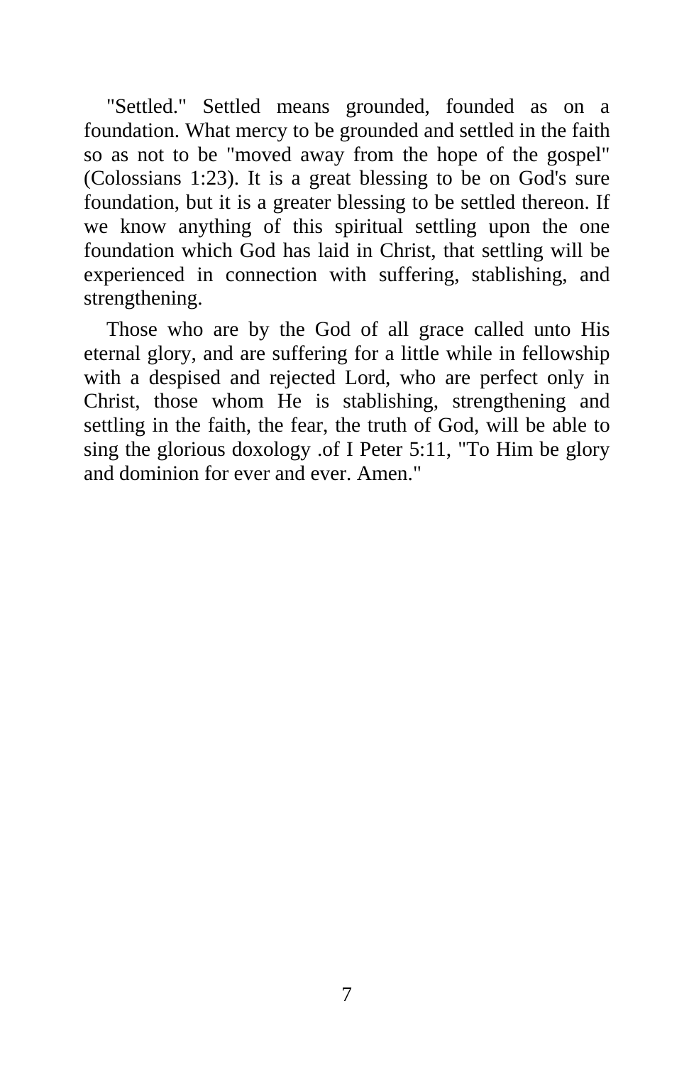"Settled." Settled means grounded, founded as on a foundation. What mercy to be grounded and settled in the faith so as not to be "moved away from the hope of the gospel" (Colossians 1:23). It is a great blessing to be on God's sure foundation, but it is a greater blessing to be settled thereon. If we know anything of this spiritual settling upon the one foundation which God has laid in Christ, that settling will be experienced in connection with suffering, stablishing, and strengthening.

Those who are by the God of all grace called unto His eternal glory, and are suffering for a little while in fellowship with a despised and rejected Lord, who are perfect only in Christ, those whom He is stablishing, strengthening and settling in the faith, the fear, the truth of God, will be able to sing the glorious doxology .of I Peter 5:11, "To Him be glory and dominion for ever and ever. Amen."